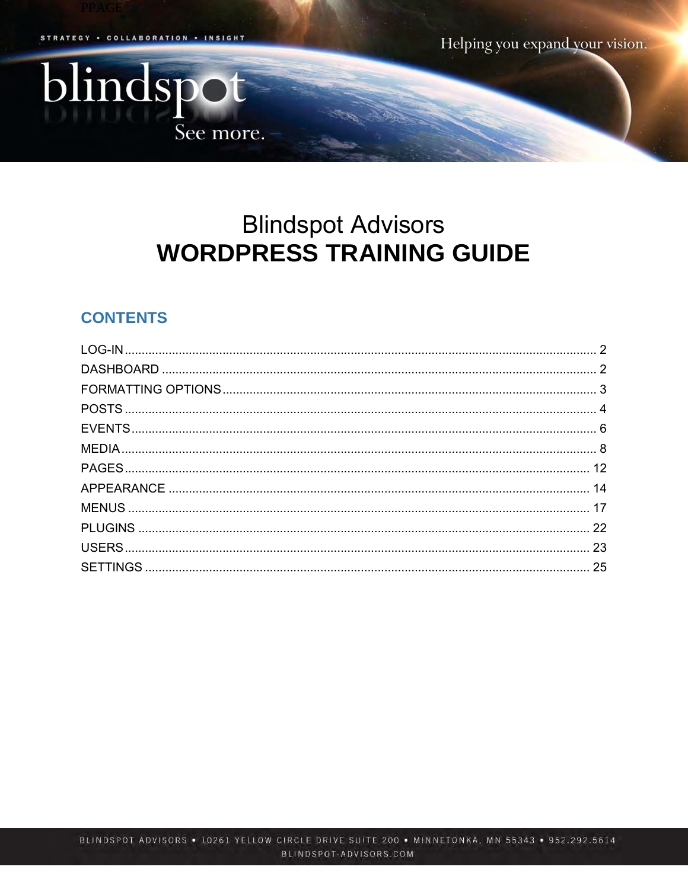STRATEGY • COLLABORATION • INSIGHT

Helping you expand your vision.

blindspot

See more.

# Blindspot Advisors
# WORDPRESS TRAINING GUIDE

## CONTENTS

| | |
|---|---|
| LOG-IN | 2 |
| DASHBOARD | 2 |
| FORMATTING OPTIONS | 3 |
| POSTS | 4 |
| EVENTS | 6 |
| MEDIA | 8 |
| PAGES | 12 |
| APPEARANCE | 14 |
| MENUS | 17 |
| PLUGINS | 22 |
| USERS | 23 |
| SETTINGS | 25 |

BLINDSPOT ADVISORS • 10261 YELLOW CIRCLE DRIVE SUITE 200 • MINNETONKA, MN 55343 • 952.292.5614
BLINDSPOT-ADVISORS.COM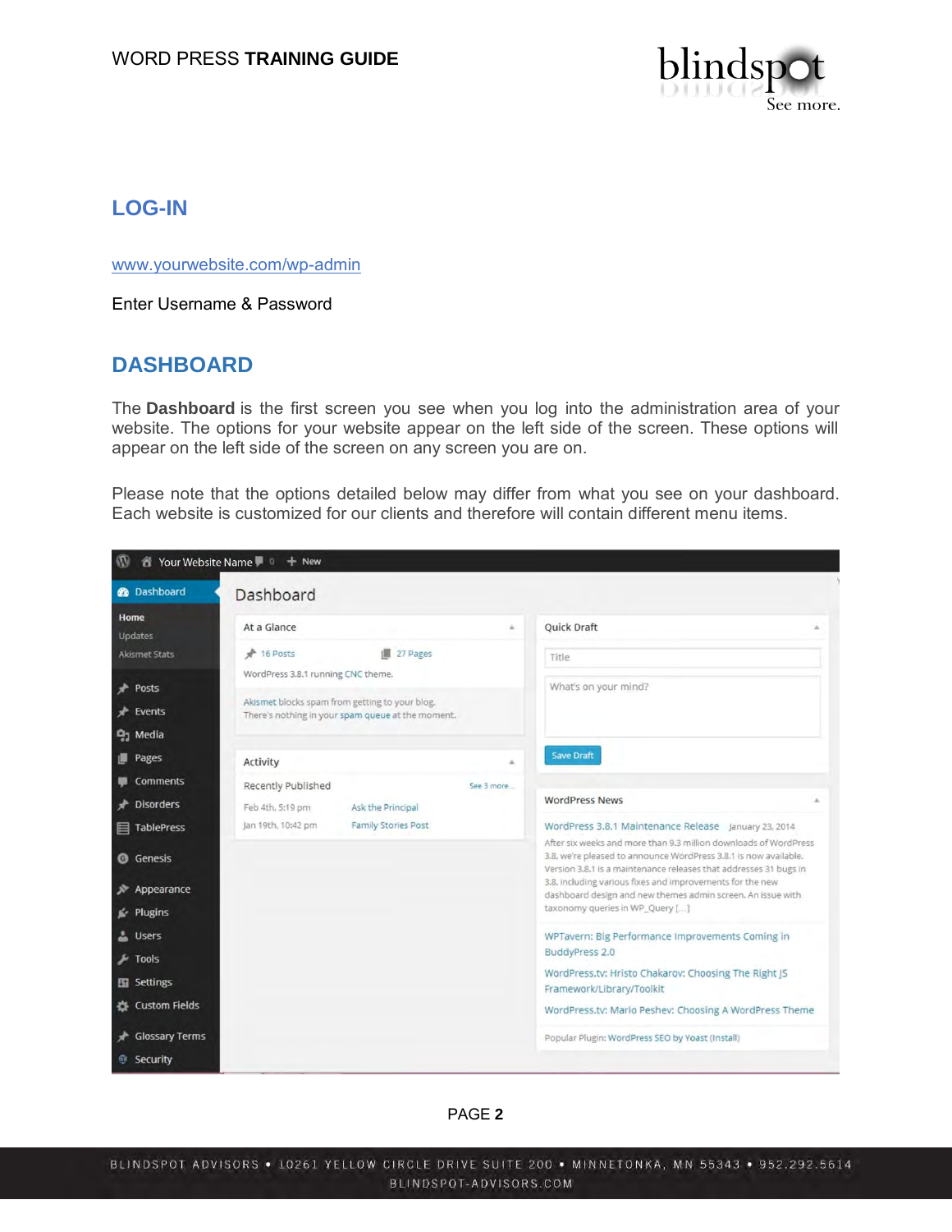## LOG-IN

www.yourwebsite.com/wp-admin

Enter Username & Password

## DASHBOARD

The **Dashboard** is the first screen you see when you log into the administration area of your website. The options for your website appear on the left side of the screen. These options will appear on the left side of the screen on any screen you are on.

Please note that the options detailed below may differ from what you see on your dashboard. Each website is customized for our clients and therefore will contain different menu items.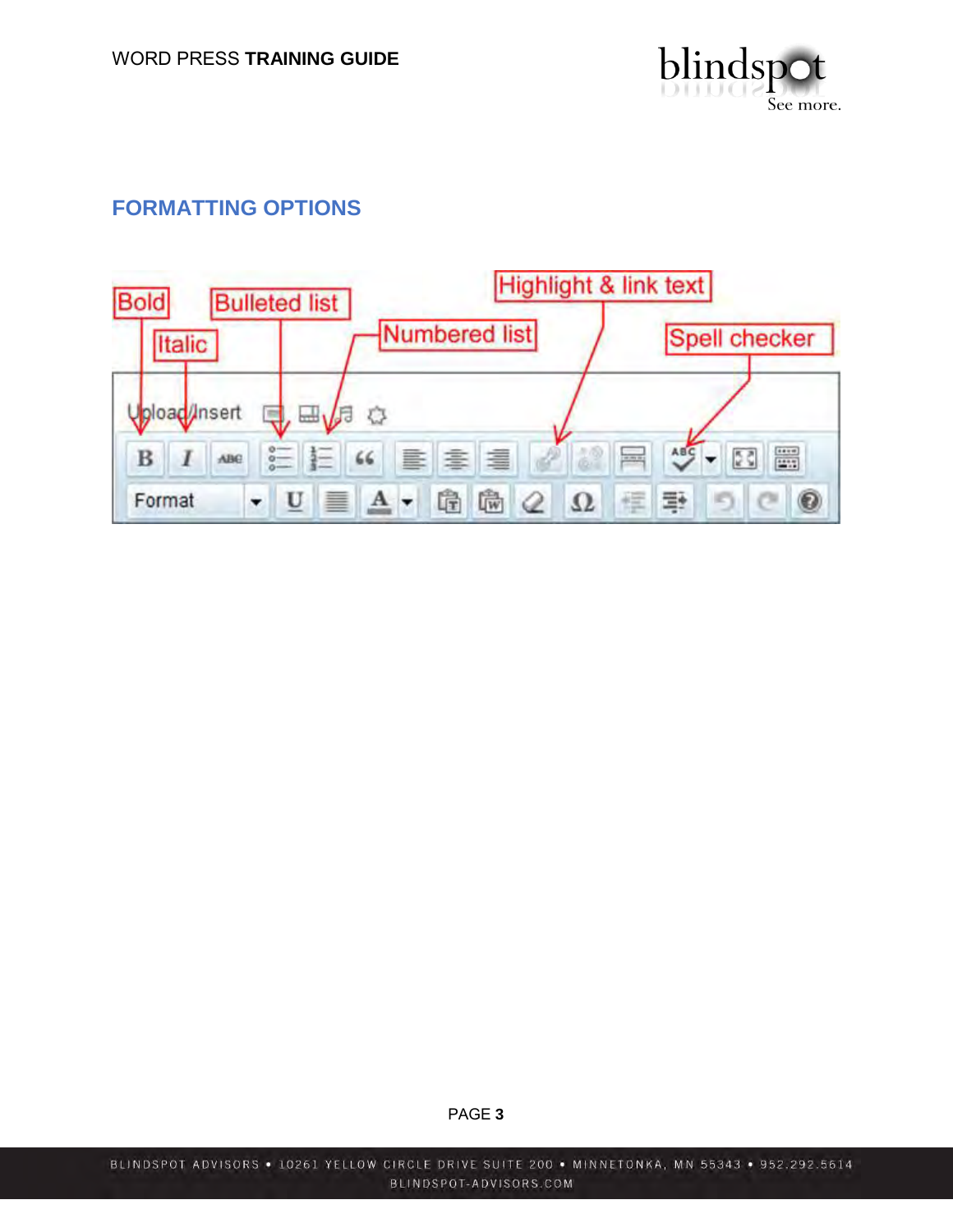## FORMATTING OPTIONS

Bold

Italic

Bulleted list

Numbered list

Highlight & link text

Spell checker

Upload/Insert

Format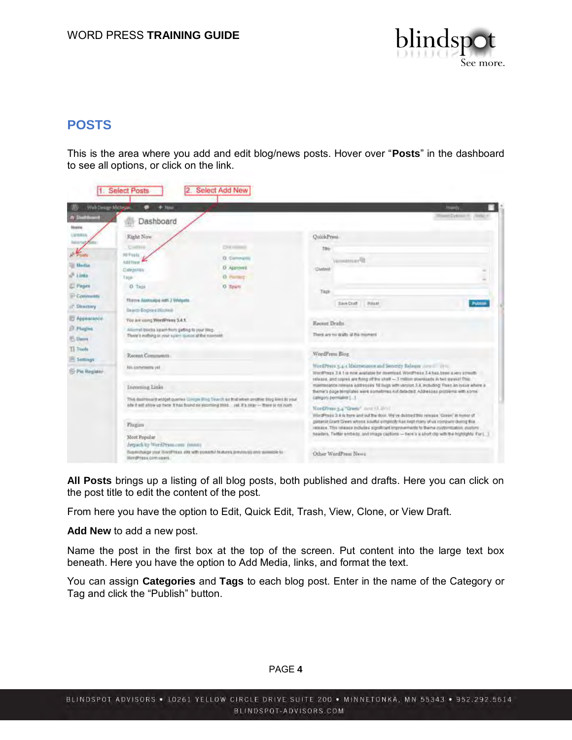## POSTS

This is the area where you add and edit blog/news posts. Hover over "**Posts**" in the dashboard to see all options, or click on the link.

**All Posts** brings up a listing of all blog posts, both published and drafts. Here you can click on the post title to edit the content of the post.

From here you have the option to Edit, Quick Edit, Trash, View, Clone, or View Draft.

**Add New** to add a new post.

Name the post in the first box at the top of the screen. Put content into the large text box beneath. Here you have the option to Add Media, links, and format the text.

You can assign **Categories** and **Tags** to each blog post. Enter in the name of the Category or Tag and click the "Publish" button.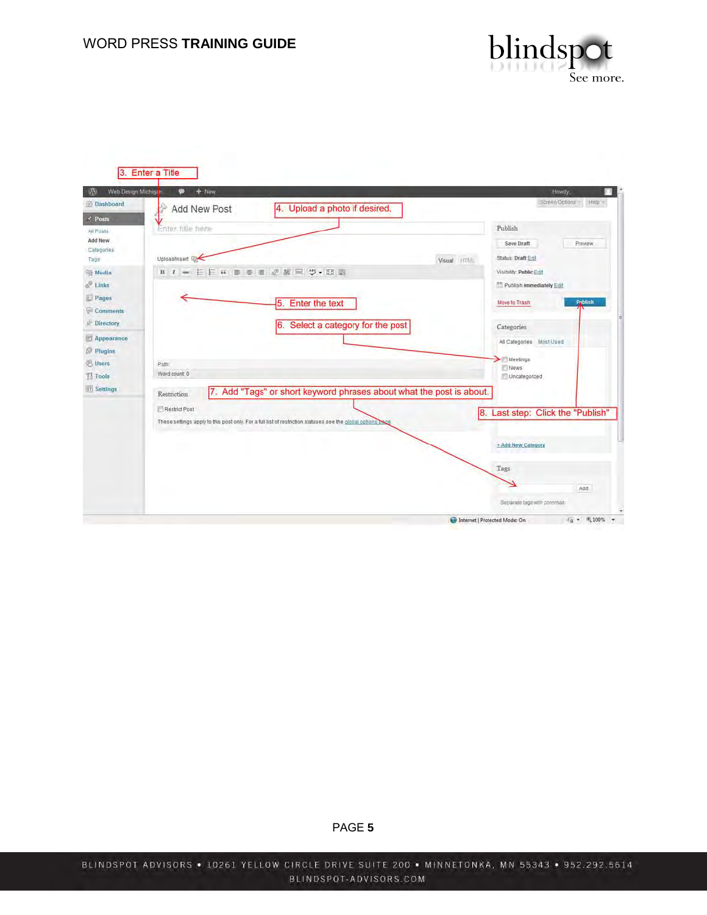3. Enter a Title

4. Upload a photo if desired.

5. Enter the text

6. Select a category for the post

7. Add "Tags" or short keyword phrases about what the post is about.

8. Last step: Click the "Publish"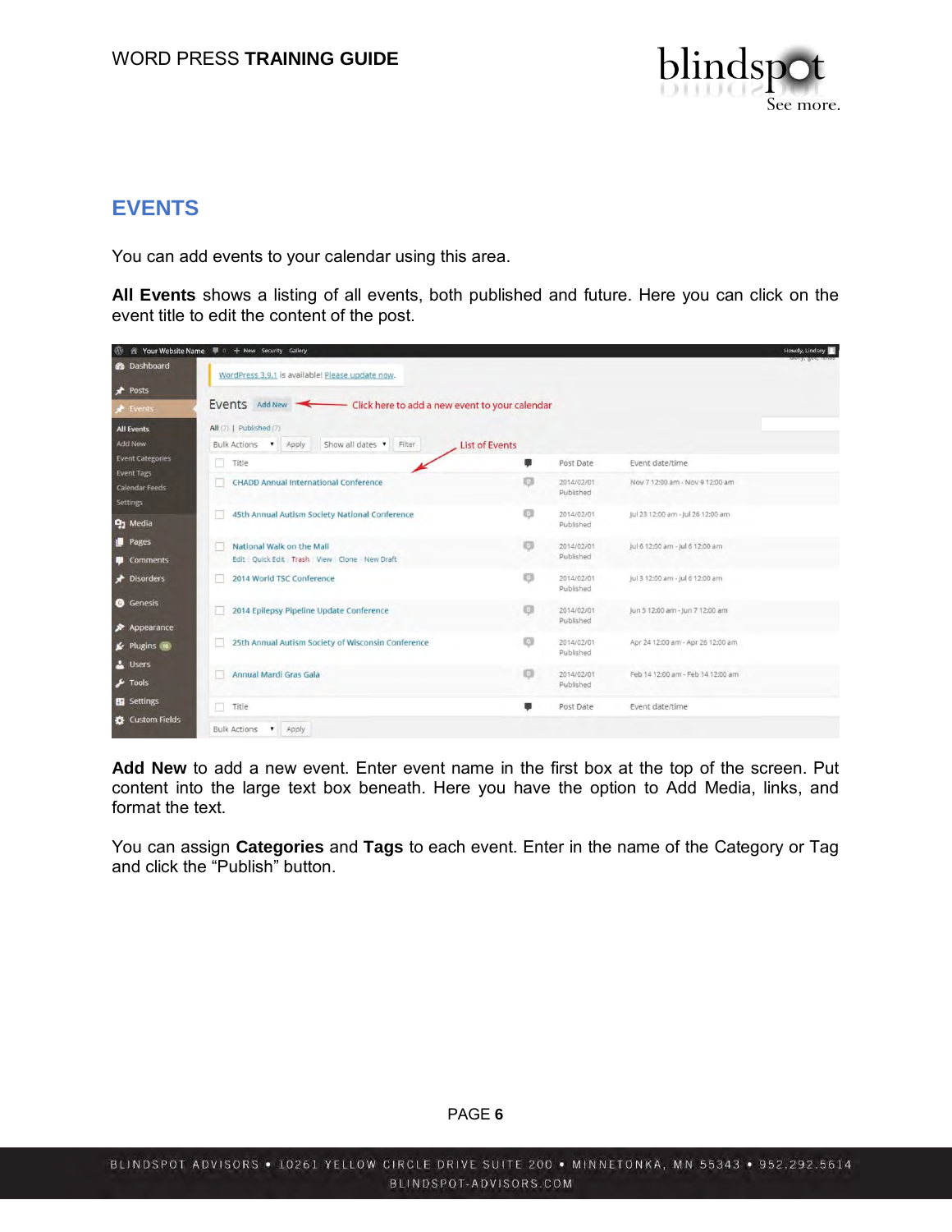## EVENTS

You can add events to your calendar using this area.

**All Events** shows a listing of all events, both published and future. Here you can click on the event title to edit the content of the post.

**Add New** to add a new event. Enter event name in the first box at the top of the screen. Put content into the large text box beneath. Here you have the option to Add Media, links, and format the text.

You can assign **Categories** and **Tags** to each event. Enter in the name of the Category or Tag and click the "Publish" button.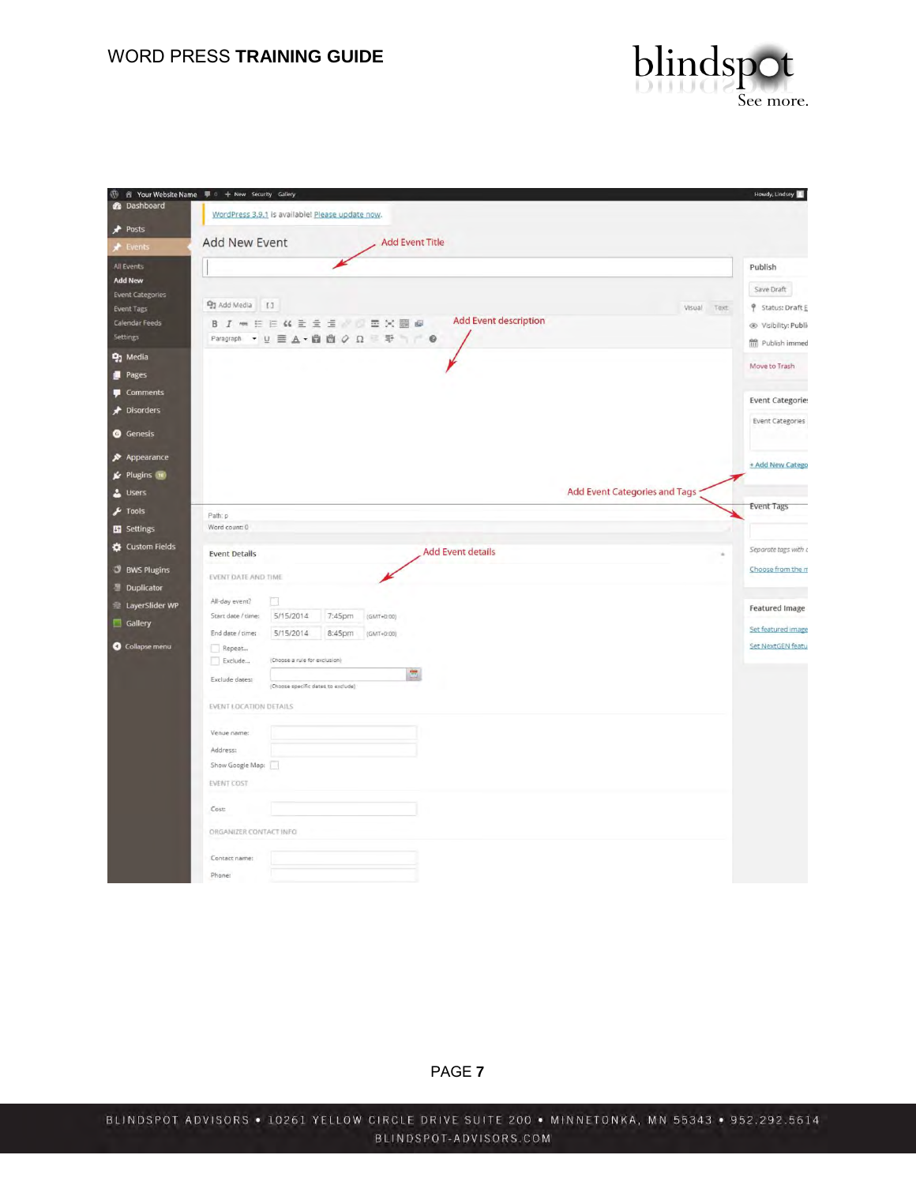Add Event Title

Add Event description

Add Event Categories and Tags

Add Event details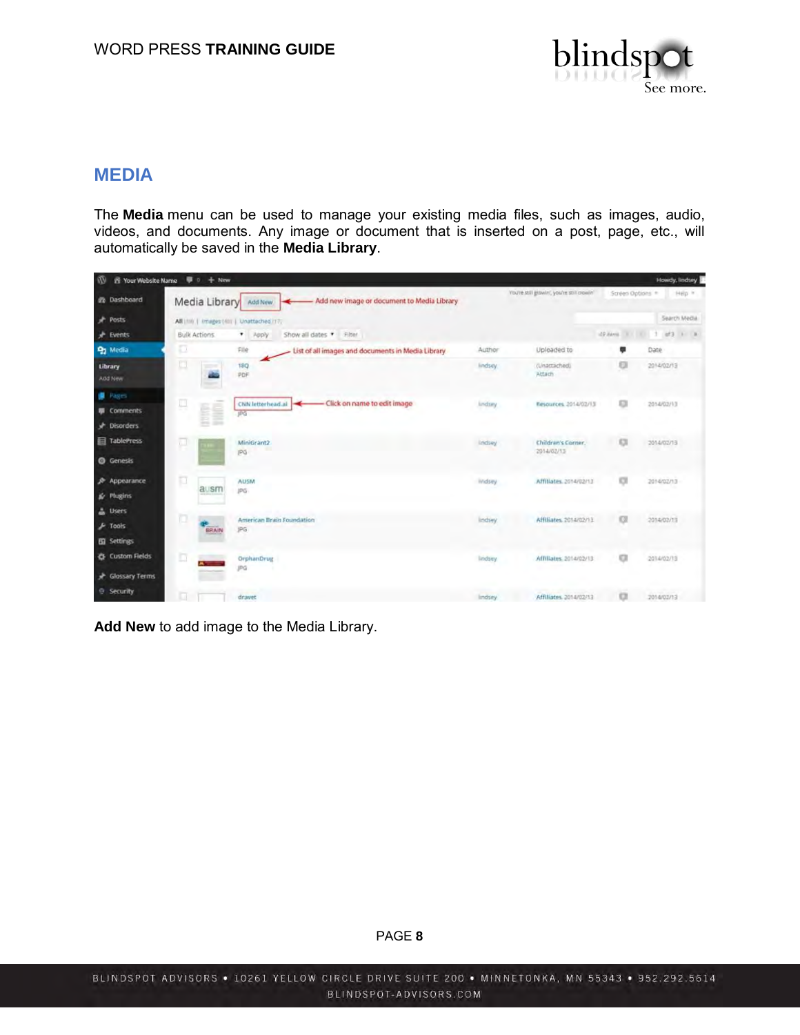## MEDIA

The **Media** menu can be used to manage your existing media files, such as images, audio, videos, and documents. Any image or document that is inserted on a post, page, etc., will automatically be saved in the **Media Library**.

**Add New** to add image to the Media Library.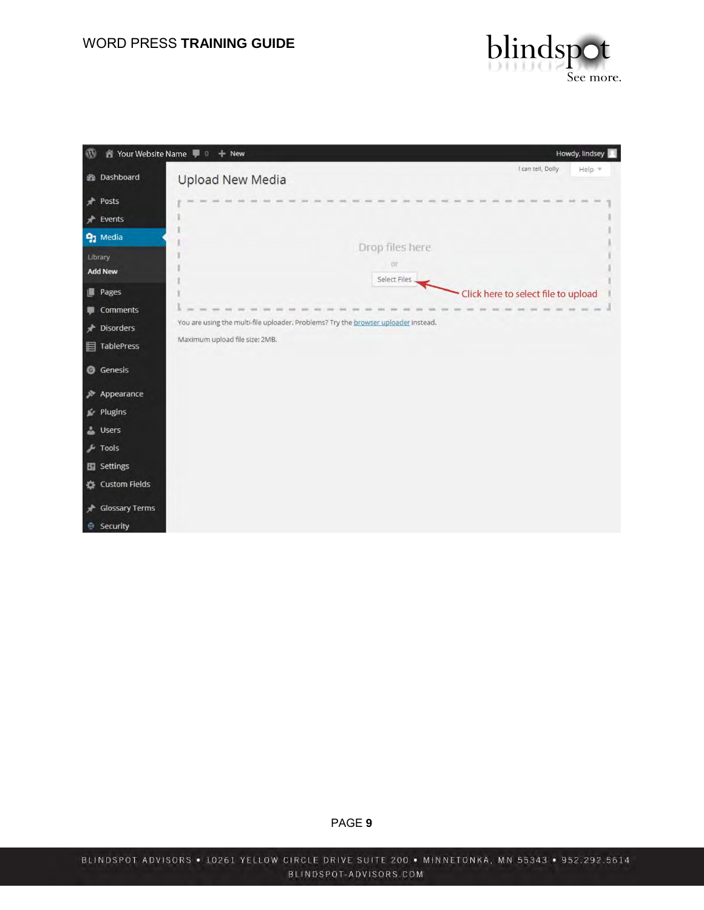Upload New Media

Drop files here

or

Select Files

Click here to select file to upload

You are using the multi-file uploader. Problems? Try the browser uploader instead.

Maximum upload file size: 2MB.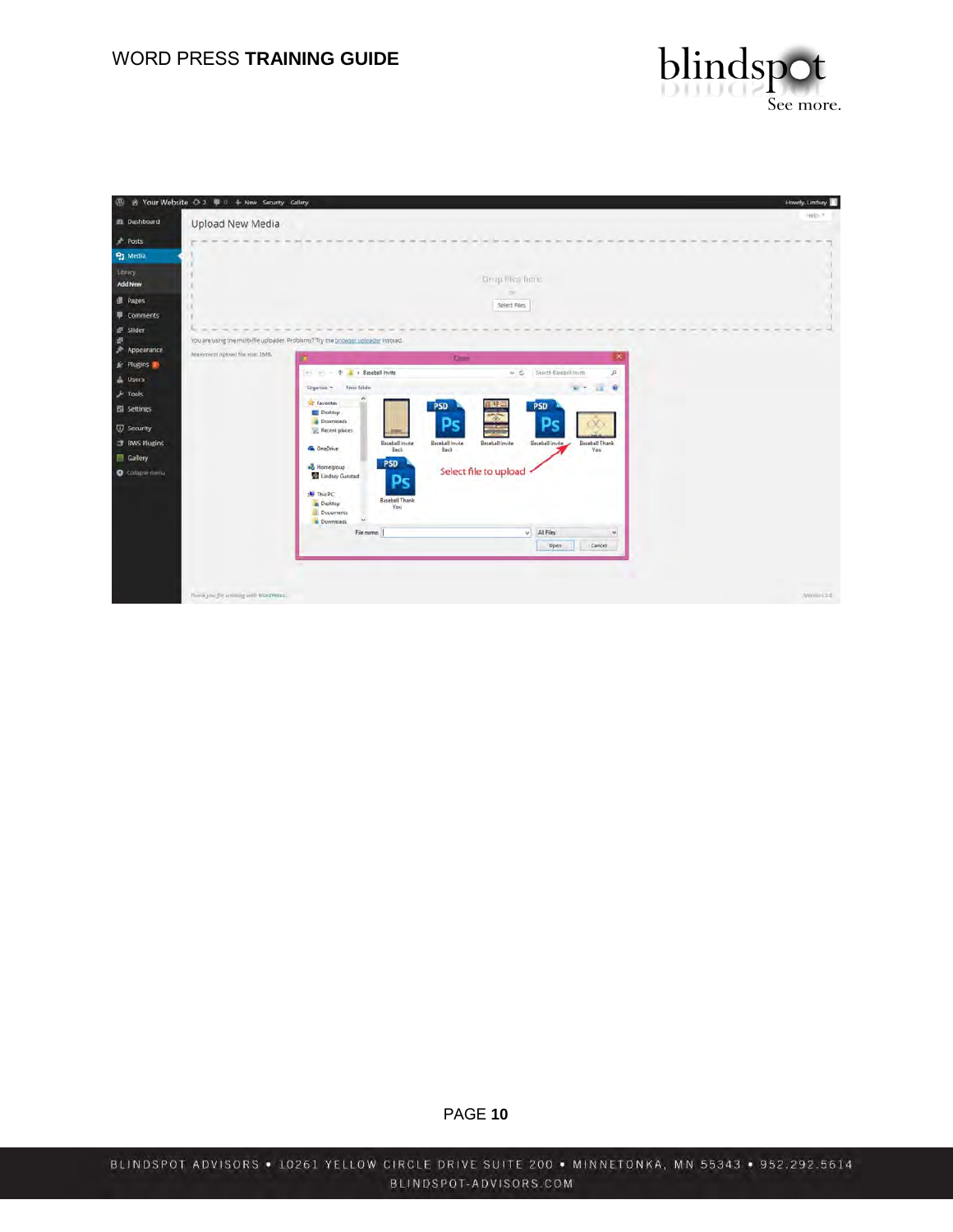Upload New Media

Drop files here

or

Select Files

You are using the multi-file uploader. Problems? Try the browser uploader instead.

Maximum upload file size: 2MB.

Select file to upload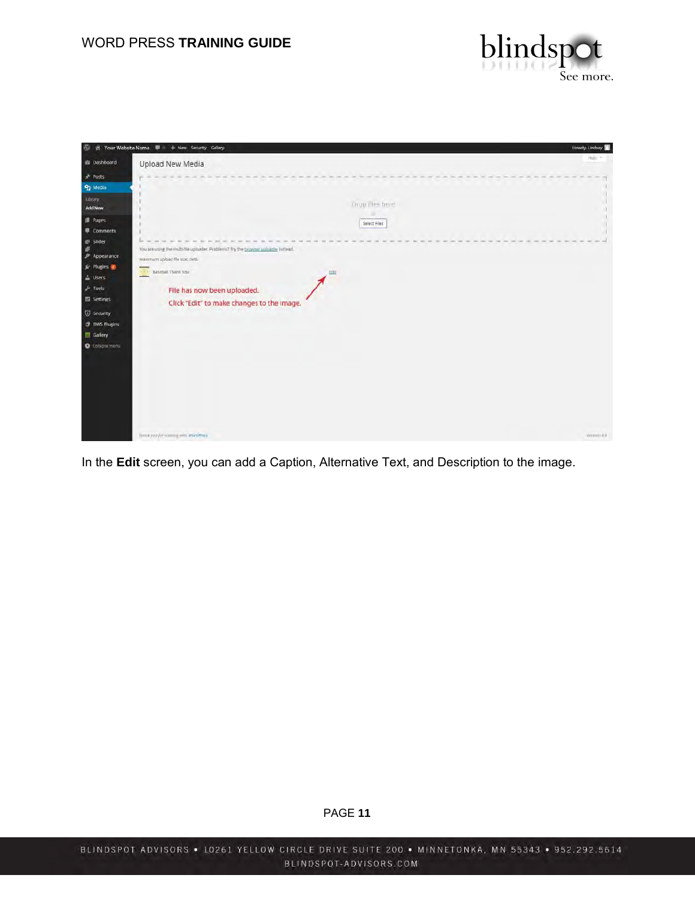In the **Edit** screen, you can add a Caption, Alternative Text, and Description to the image.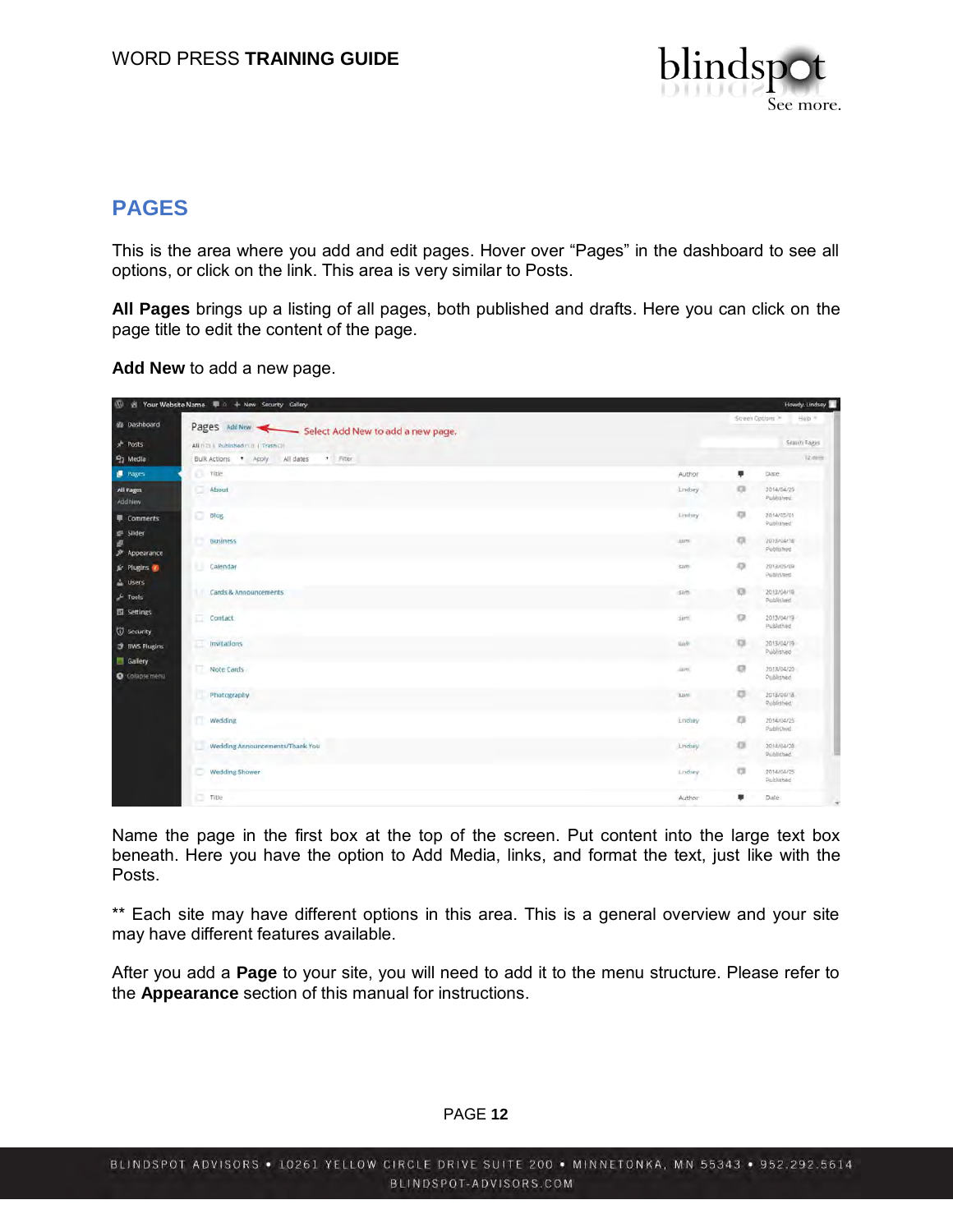# PAGES

This is the area where you add and edit pages. Hover over "Pages" in the dashboard to see all options, or click on the link. This area is very similar to Posts.

**All Pages** brings up a listing of all pages, both published and drafts. Here you can click on the page title to edit the content of the page.

**Add New** to add a new page.

Name the page in the first box at the top of the screen. Put content into the large text box beneath. Here you have the option to Add Media, links, and format the text, just like with the Posts.

** Each site may have different options in this area. This is a general overview and your site may have different features available.

After you add a **Page** to your site, you will need to add it to the menu structure. Please refer to the **Appearance** section of this manual for instructions.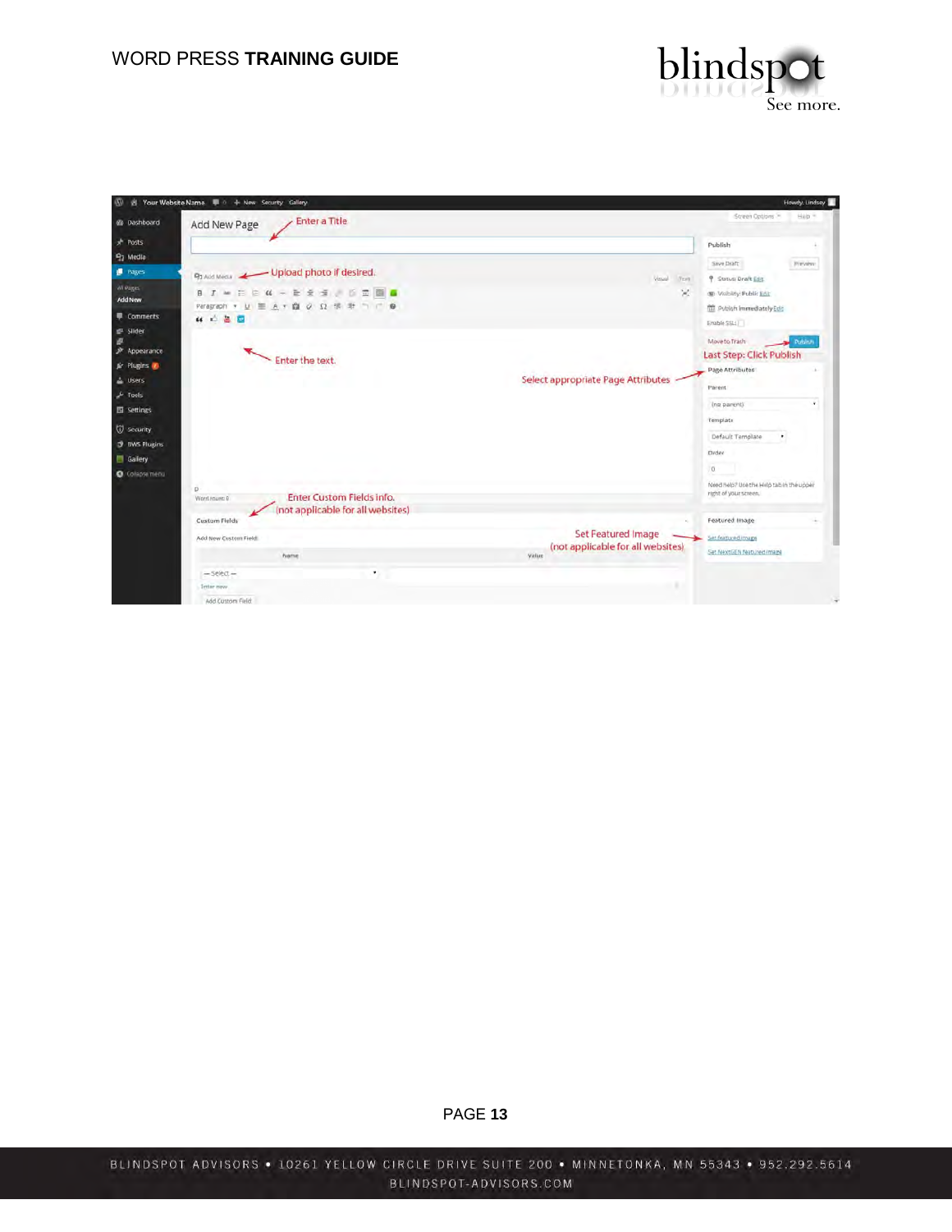Enter a Title

Upload photo if desired.

Enter the text.

Select appropriate Page Attributes

Last Step: Click Publish

Enter Custom Fields info.
(not applicable for all websites)

Set Featured Image
(not applicable for all websites)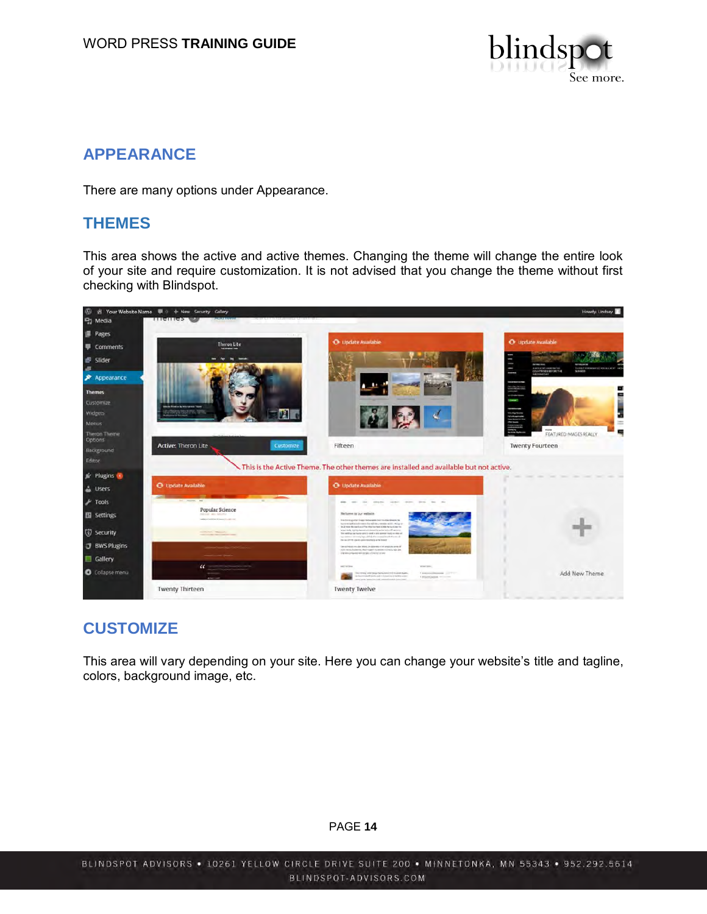## APPEARANCE

There are many options under Appearance.

## THEMES

This area shows the active and active themes. Changing the theme will change the entire look of your site and require customization. It is not advised that you change the theme without first checking with Blindspot.

## CUSTOMIZE

This area will vary depending on your site. Here you can change your website's title and tagline, colors, background image, etc.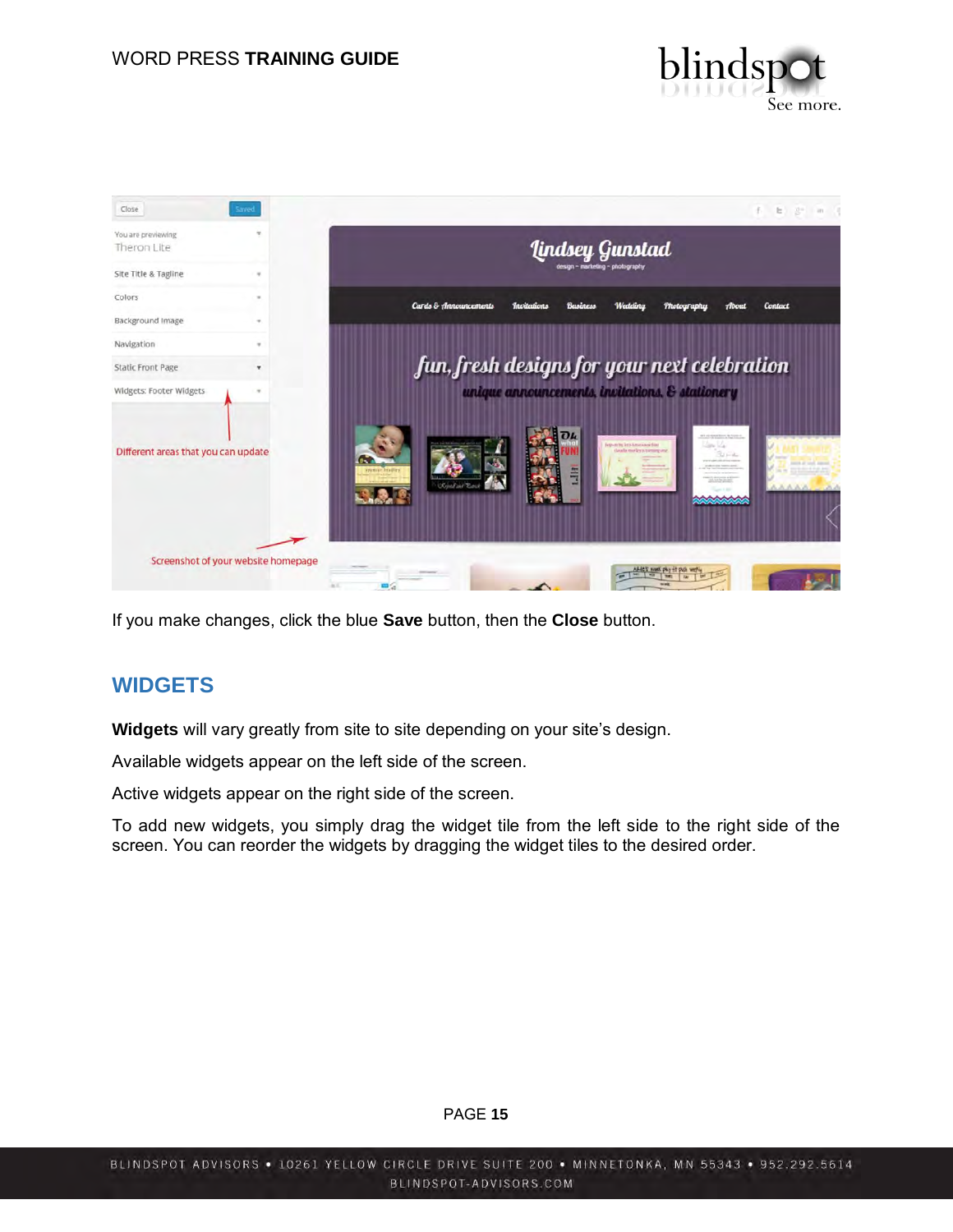If you make changes, click the blue **Save** button, then the **Close** button.

## WIDGETS

**Widgets** will vary greatly from site to site depending on your site's design.

Available widgets appear on the left side of the screen.

Active widgets appear on the right side of the screen.

To add new widgets, you simply drag the widget tile from the left side to the right side of the screen. You can reorder the widgets by dragging the widget tiles to the desired order.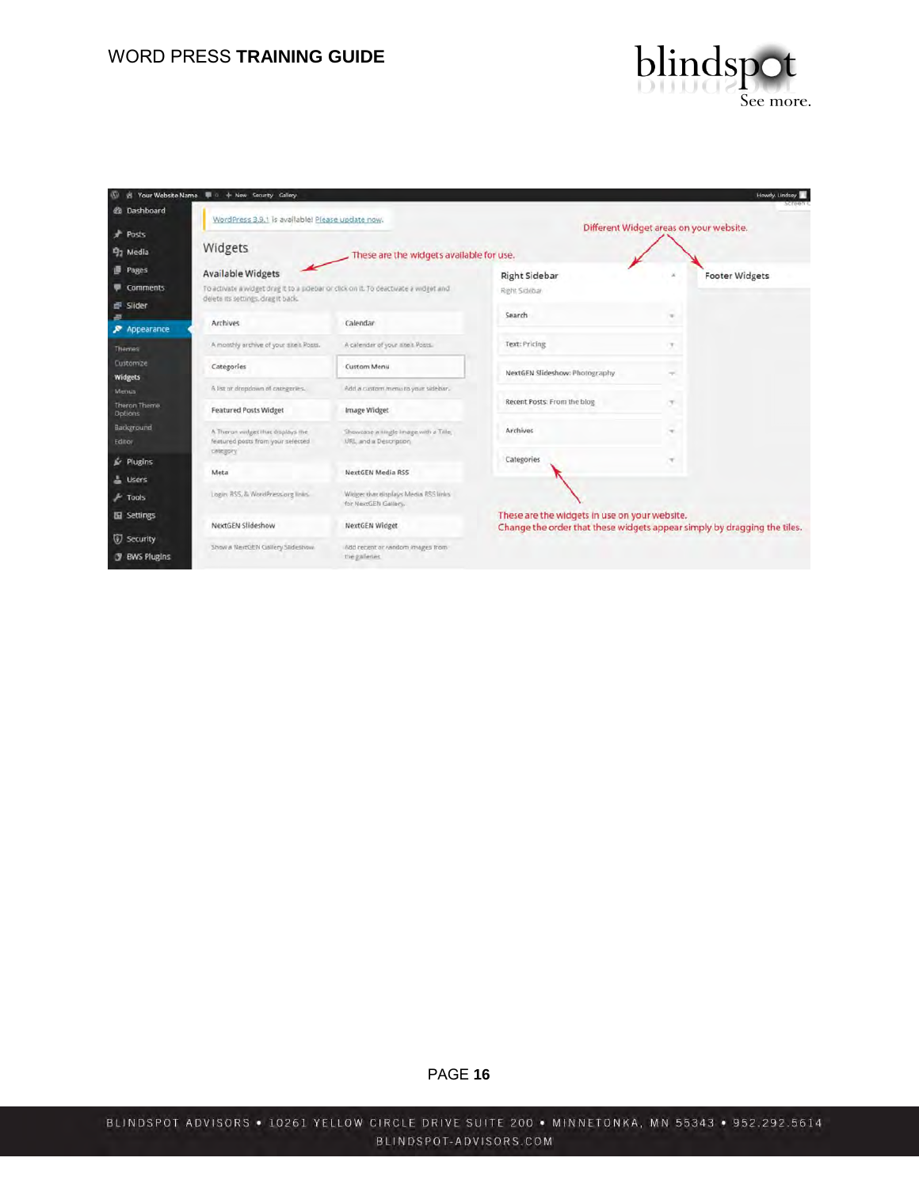These are the widgets available for use.

Different Widget areas on your website.

These are the widgets in use on your website.
Change the order that these widgets appear simply by dragging the tiles.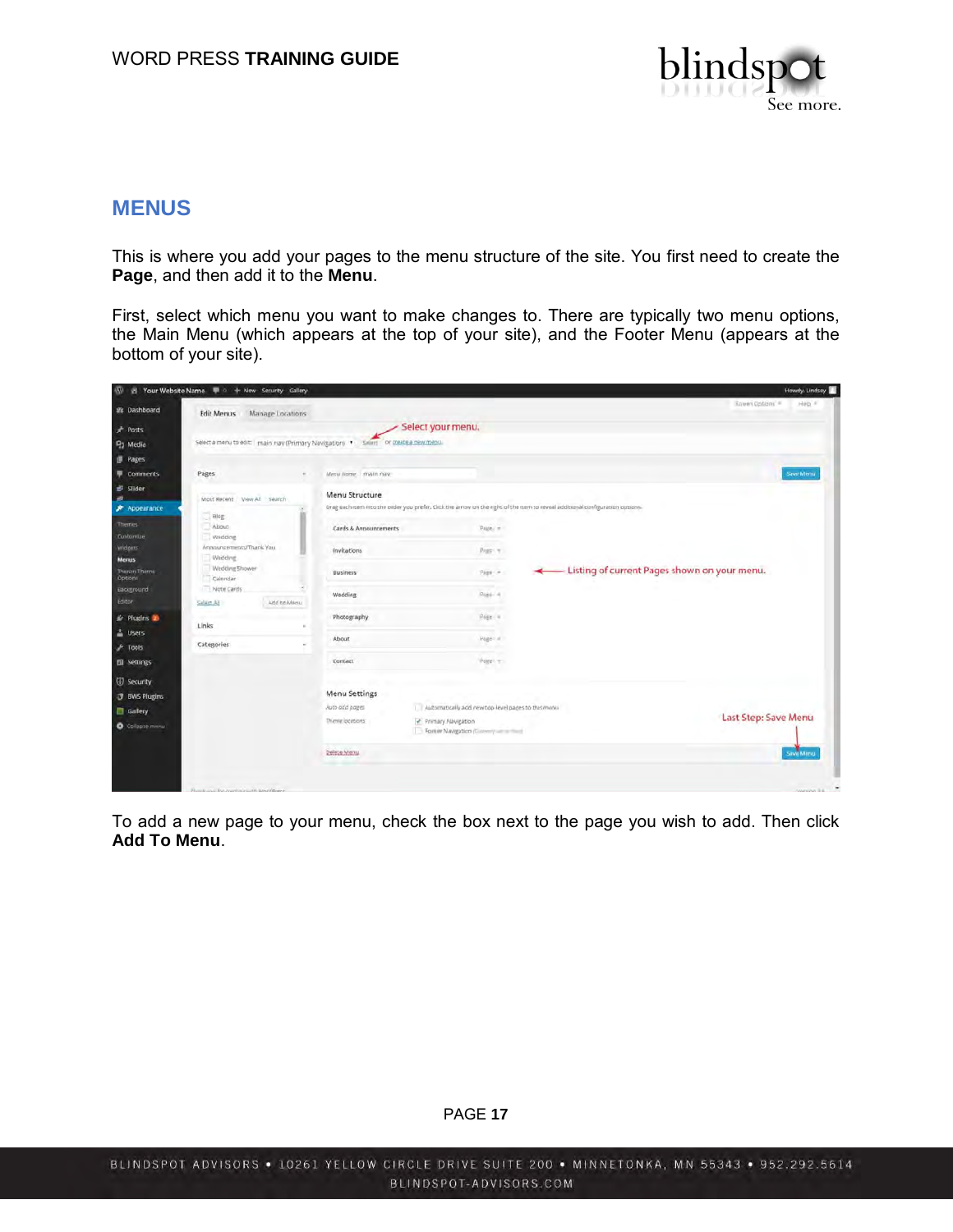## MENUS

This is where you add your pages to the menu structure of the site. You first need to create the **Page**, and then add it to the **Menu**.

First, select which menu you want to make changes to. There are typically two menu options, the Main Menu (which appears at the top of your site), and the Footer Menu (appears at the bottom of your site).

To add a new page to your menu, check the box next to the page you wish to add. Then click **Add To Menu**.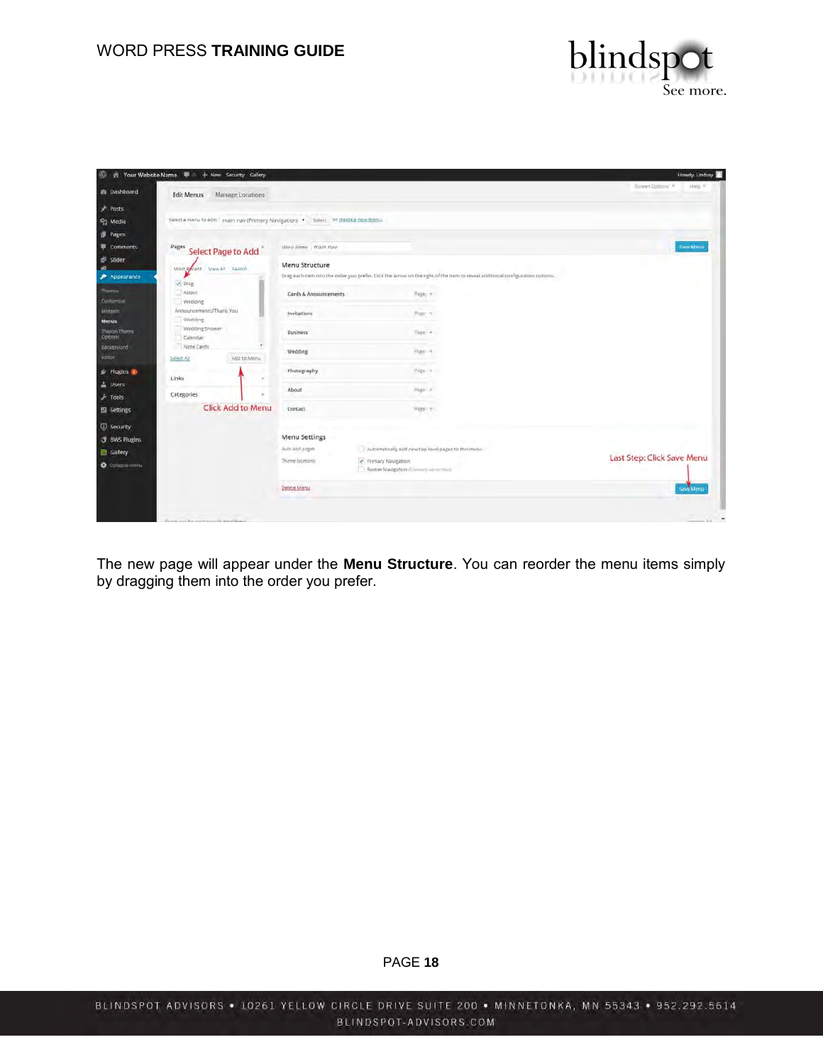The new page will appear under the **Menu Structure**. You can reorder the menu items simply by dragging them into the order you prefer.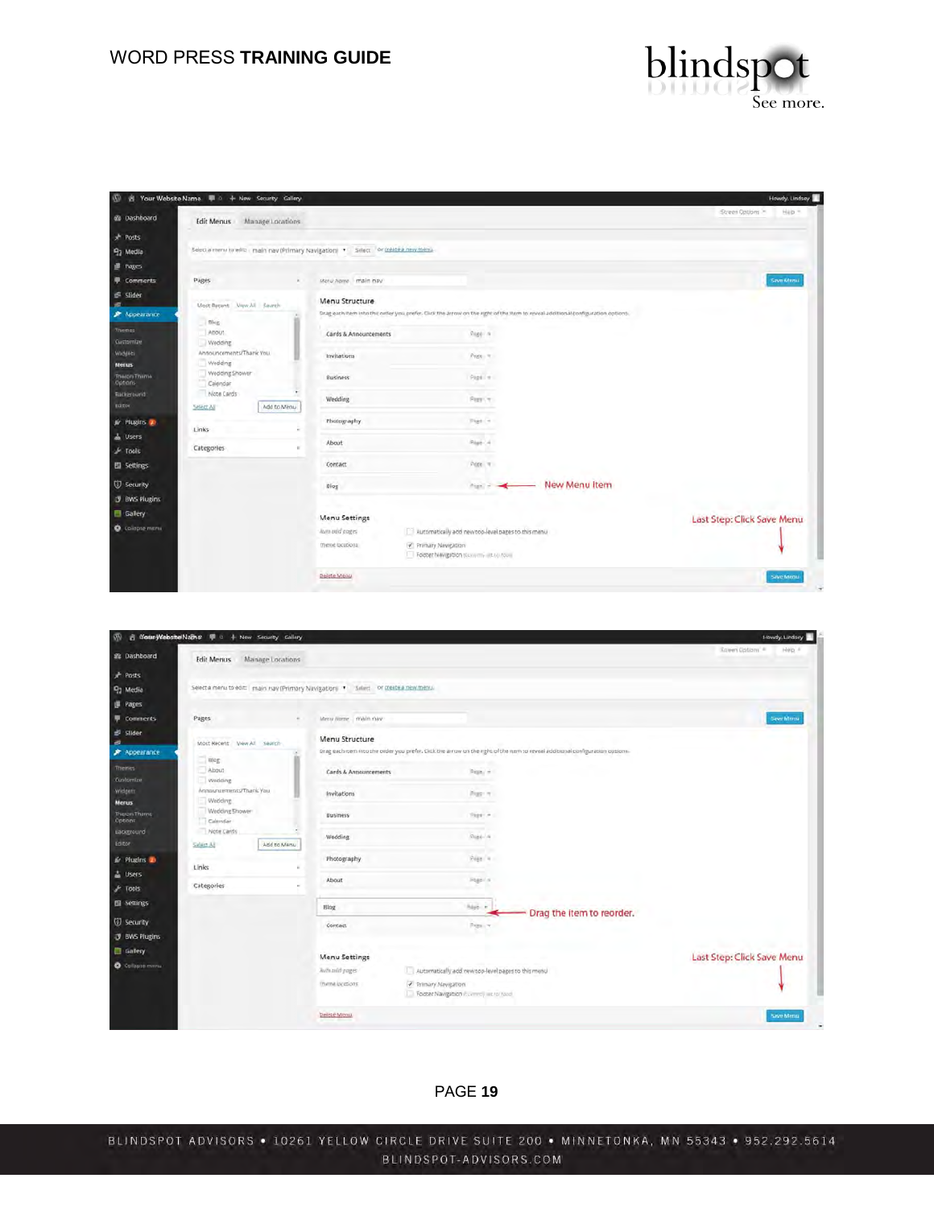New Menu Item

Last Step: Click Save Menu

Drag the item to reorder.

Last Step: Click Save Menu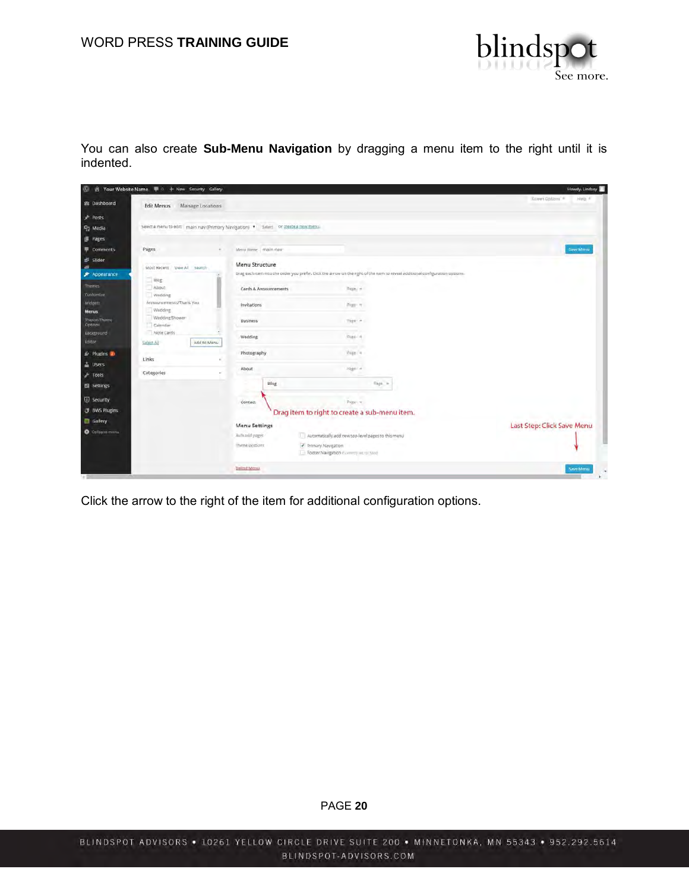You can also create **Sub-Menu Navigation** by dragging a menu item to the right until it is indented.

Click the arrow to the right of the item for additional configuration options.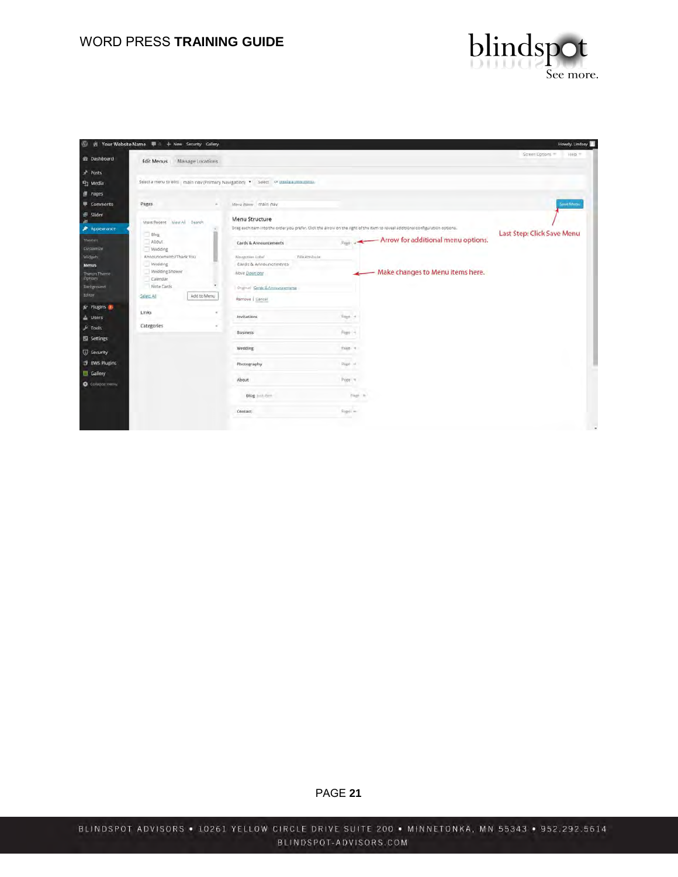Arrow for additional menu options.

Make changes to Menu items here.

Last Step: Click Save Menu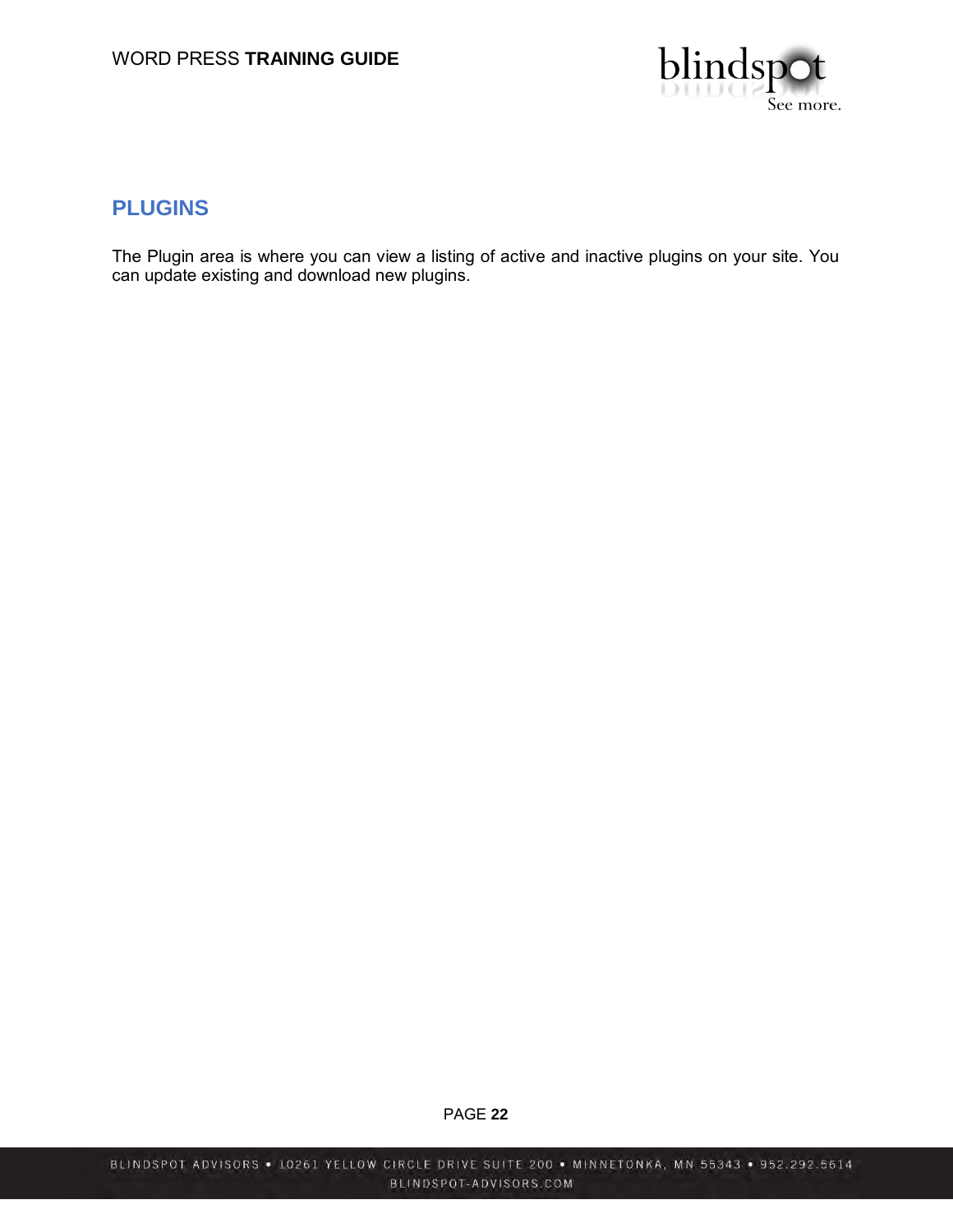## PLUGINS

The Plugin area is where you can view a listing of active and inactive plugins on your site. You can update existing and download new plugins.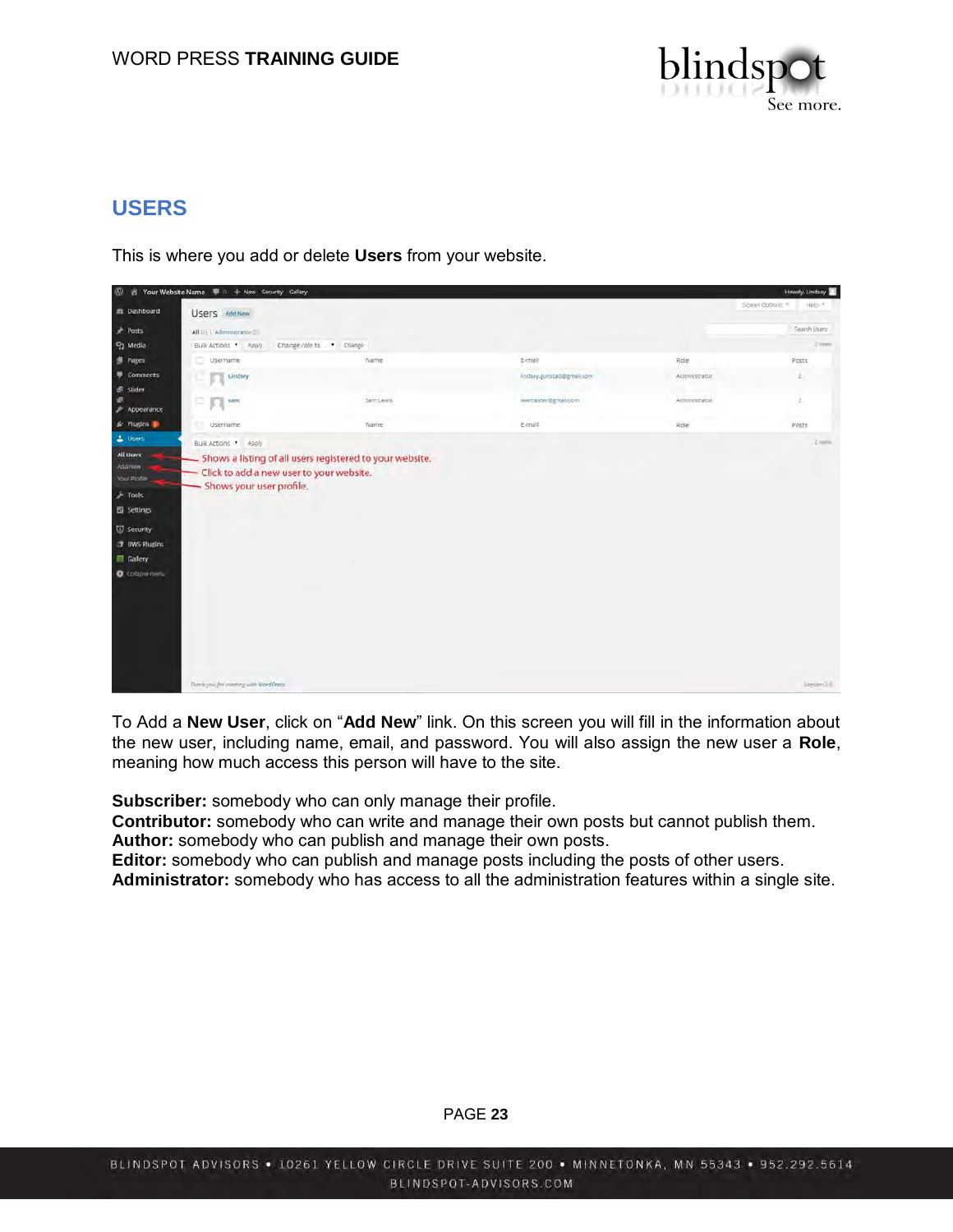## USERS

This is where you add or delete **Users** from your website.

To Add a **New User**, click on "**Add New**" link. On this screen you will fill in the information about the new user, including name, email, and password. You will also assign the new user a **Role**, meaning how much access this person will have to the site.

**Subscriber:** somebody who can only manage their profile.
**Contributor:** somebody who can write and manage their own posts but cannot publish them.
**Author:** somebody who can publish and manage their own posts.
**Editor:** somebody who can publish and manage posts including the posts of other users.
**Administrator:** somebody who has access to all the administration features within a single site.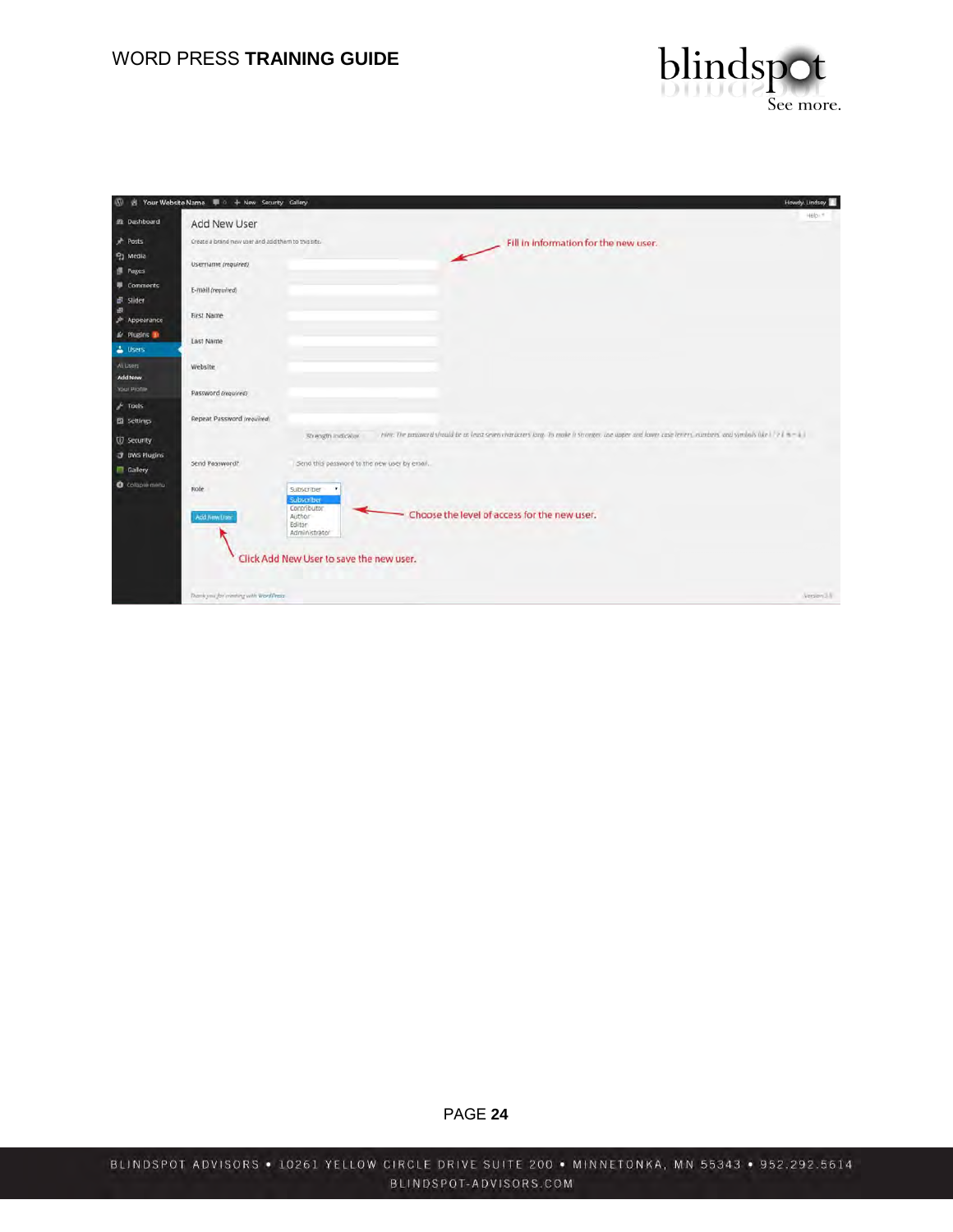Fill in information for the new user.

Choose the level of access for the new user.

Click Add New User to save the new user.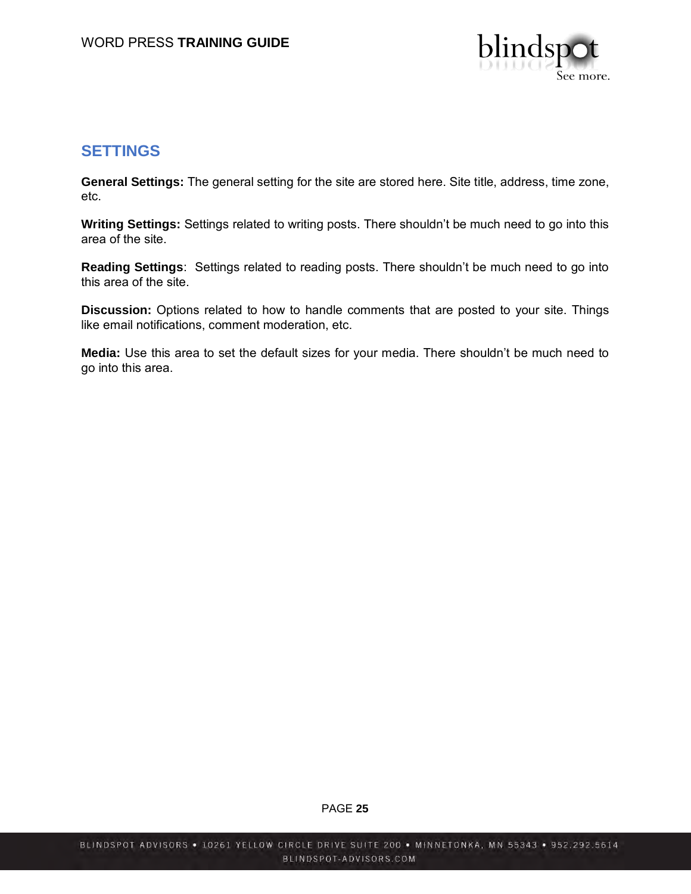## SETTINGS

**General Settings:** The general setting for the site are stored here. Site title, address, time zone, etc.

**Writing Settings:** Settings related to writing posts. There shouldn't be much need to go into this area of the site.

**Reading Settings**: Settings related to reading posts. There shouldn't be much need to go into this area of the site.

**Discussion:** Options related to how to handle comments that are posted to your site. Things like email notifications, comment moderation, etc.

**Media:** Use this area to set the default sizes for your media. There shouldn't be much need to go into this area.